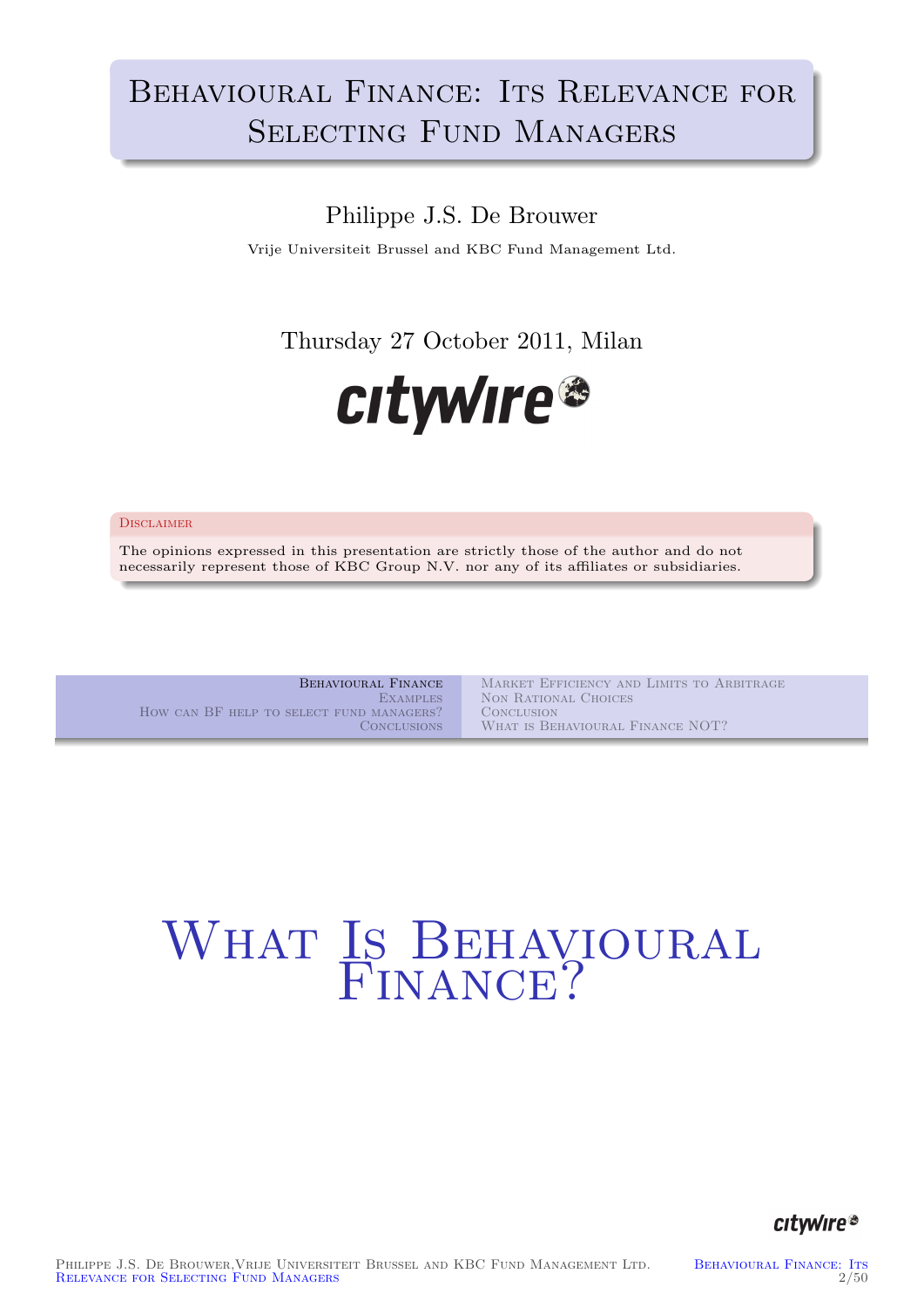# Behavioural Finance: Its Relevance for Selecting Fund Managers

Philippe J.S. De Brouwer

Vrije Universiteit Brussel and KBC Fund Management Ltd.

Thursday 27 October 2011, Milan

**Disclaimer**

The opinions expressed in this presentation are strictly those of the author and do not necessarily represent those of KBC Group N.V. nor any of its affiliates or subsidiaries.

---

| | |
|---|---|
| Behavioural Finance | Market Efficiency and Limits to Arbitrage |
| Examples | Non Rational Choices |
| How can BF help to select fund managers? | Conclusion |
| Conclusions | What is Behavioural Finance NOT? |

# What Is Behavioural Finance?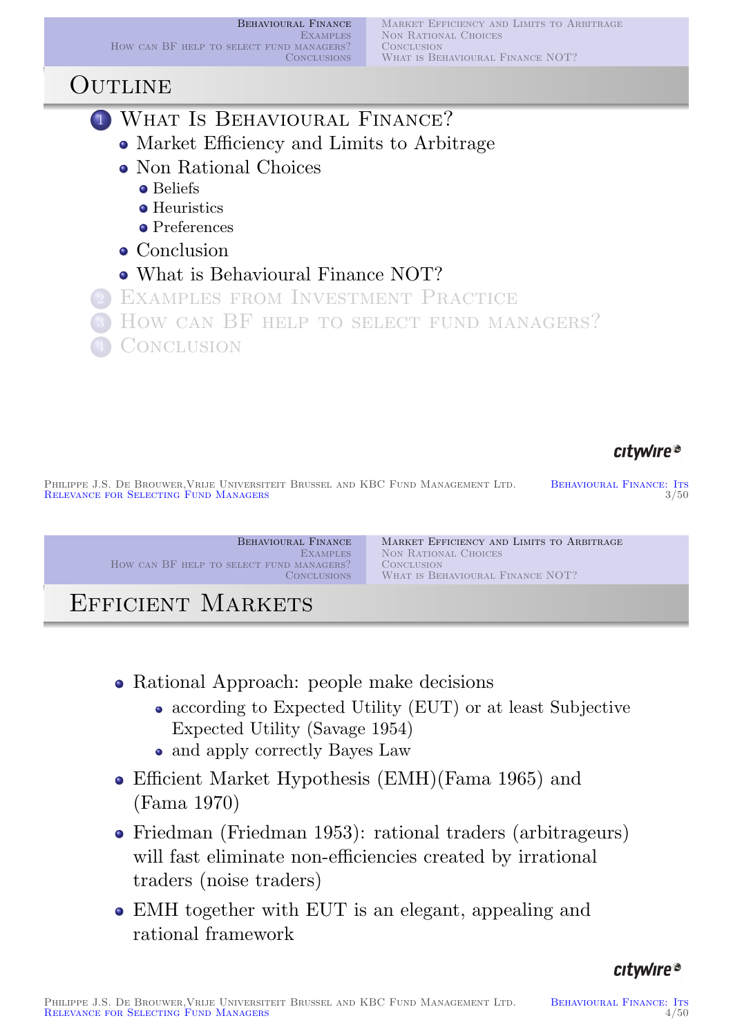# Outline

1. What Is Behavioural Finance?
   - Market Efficiency and Limits to Arbitrage
   - Non Rational Choices
     - Beliefs
     - Heuristics
     - Preferences
   - Conclusion
   - What is Behavioural Finance NOT?
2. Examples from Investment Practice
3. How can BF help to select fund managers?
4. Conclusion

# Efficient Markets

- Rational Approach: people make decisions
  - according to Expected Utility (EUT) or at least Subjective Expected Utility (Savage 1954)
  - and apply correctly Bayes Law
- Efficient Market Hypothesis (EMH)(Fama 1965) and (Fama 1970)
- Friedman (Friedman 1953): rational traders (arbitrageurs) will fast eliminate non-efficiencies created by irrational traders (noise traders)
- EMH together with EUT is an elegant, appealing and rational framework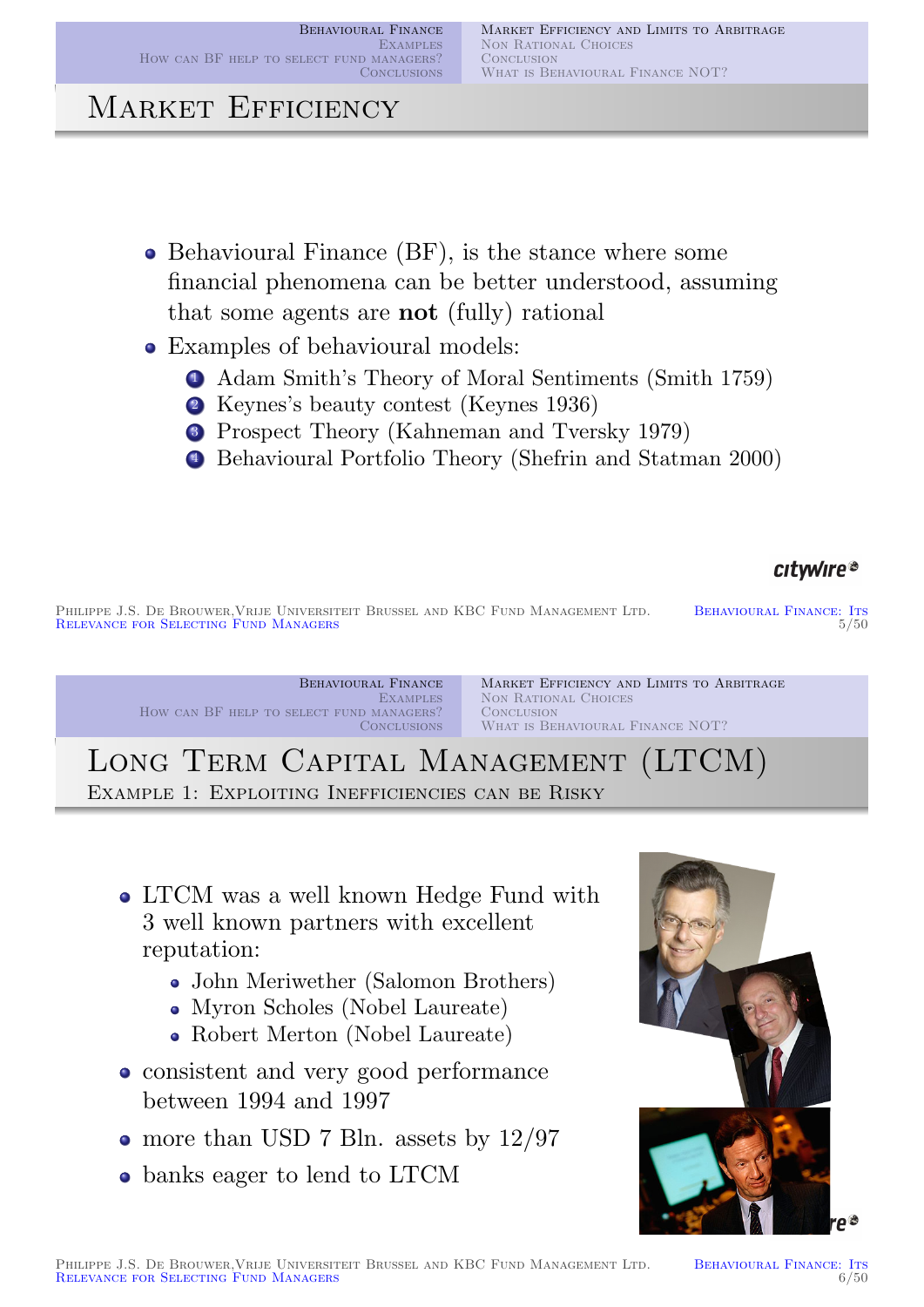# Market Efficiency

- Behavioural Finance (BF), is the stance where some financial phenomena can be better understood, assuming that some agents are **not** (fully) rational
- Examples of behavioural models:
  1. Adam Smith's Theory of Moral Sentiments (Smith 1759)
  2. Keynes's beauty contest (Keynes 1936)
  3. Prospect Theory (Kahneman and Tversky 1979)
  4. Behavioural Portfolio Theory (Shefrin and Statman 2000)

# Long Term Capital Management (LTCM)

## Example 1: Exploiting Inefficiencies can be Risky

- LTCM was a well known Hedge Fund with 3 well known partners with excellent reputation:
  - John Meriwether (Salomon Brothers)
  - Myron Scholes (Nobel Laureate)
  - Robert Merton (Nobel Laureate)
- consistent and very good performance between 1994 and 1997
- more than USD 7 Bln. assets by 12/97
- banks eager to lend to LTCM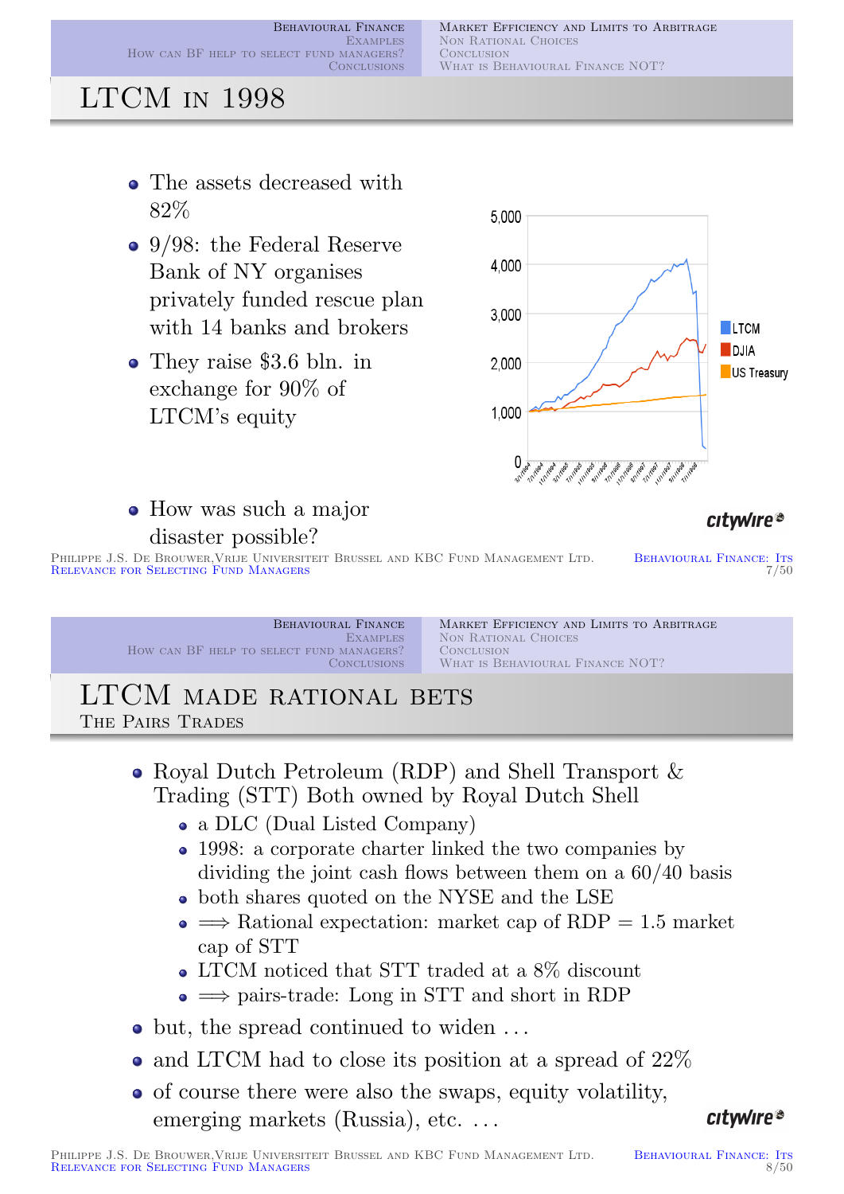## LTCM in 1998

- The assets decreased with 82%
- 9/98: the Federal Reserve Bank of NY organises privately funded rescue plan with 14 banks and brokers
- They raise \$3.6 bln. in exchange for 90% of LTCM's equity
- How was such a major disaster possible?

citywire

## LTCM made rational bets

### The Pairs Trades

- Royal Dutch Petroleum (RDP) and Shell Transport & Trading (STT) Both owned by Royal Dutch Shell
  - a DLC (Dual Listed Company)
  - 1998: a corporate charter linked the two companies by dividing the joint cash flows between them on a 60/40 basis
  - both shares quoted on the NYSE and the LSE
  - $\Longrightarrow$ Rational expectation: market cap of RDP = 1.5 market cap of STT
  - LTCM noticed that STT traded at a 8% discount
  - $\Longrightarrow$ pairs-trade: Long in STT and short in RDP
- but, the spread continued to widen ...
- and LTCM had to close its position at a spread of 22%
- of course there were also the swaps, equity volatility, emerging markets (Russia), etc. ...

citywire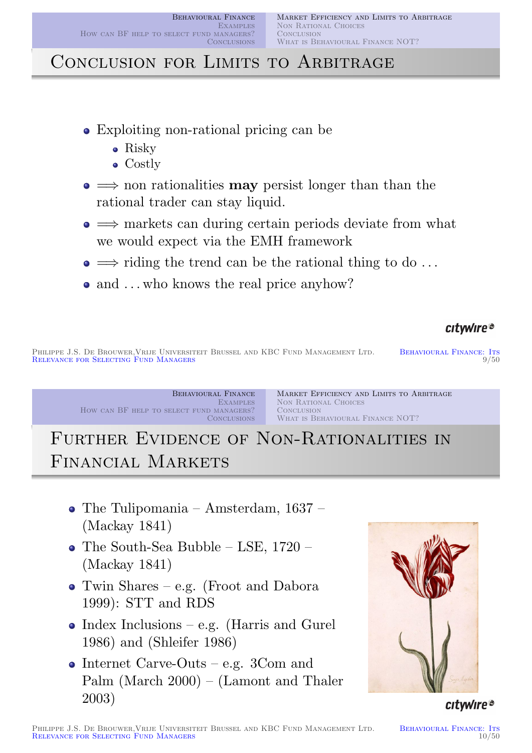# Conclusion for Limits to Arbitrage

- Exploiting non-rational pricing can be
  - Risky
  - Costly
- $\Longrightarrow$ non rationalities **may** persist longer than than the rational trader can stay liquid.
- $\Longrightarrow$ markets can during certain periods deviate from what we would expect via the EMH framework
- $\Longrightarrow$ riding the trend can be the rational thing to do ...
- and ... who knows the real price anyhow?

# Further Evidence of Non-Rationalities in Financial Markets

- The Tulipomania – Amsterdam, 1637 – (Mackay 1841)
- The South-Sea Bubble – LSE, 1720 – (Mackay 1841)
- Twin Shares – e.g. (Froot and Dabora 1999): STT and RDS
- Index Inclusions – e.g. (Harris and Gurel 1986) and (Shleifer 1986)
- Internet Carve-Outs – e.g. 3Com and Palm (March 2000) – (Lamont and Thaler 2003)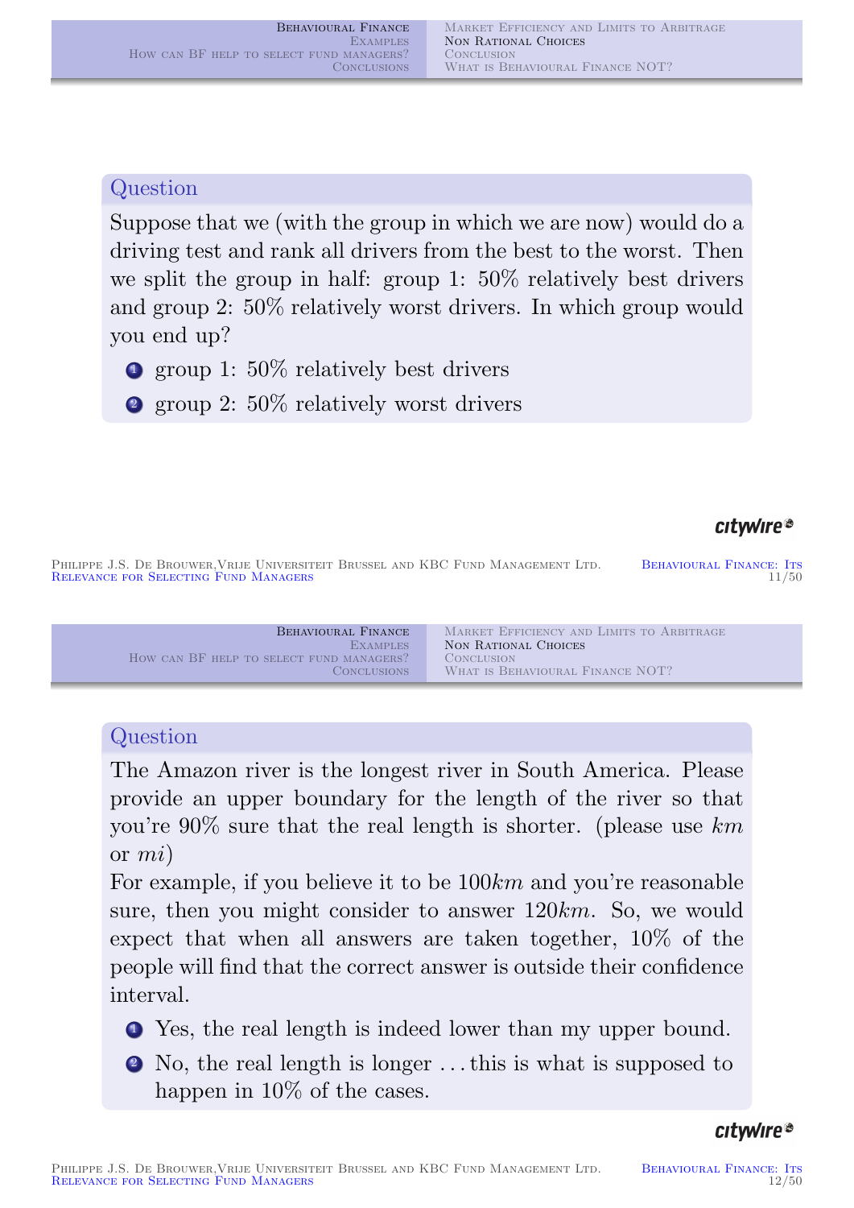## Question

Suppose that we (with the group in which we are now) would do a driving test and rank all drivers from the best to the worst. Then we split the group in half: group 1: 50% relatively best drivers and group 2: 50% relatively worst drivers. In which group would you end up?

1. group 1: 50% relatively best drivers
2. group 2: 50% relatively worst drivers

## Question

The Amazon river is the longest river in South America. Please provide an upper boundary for the length of the river so that you're 90% sure that the real length is shorter. (please use $km$ or $mi$)

For example, if you believe it to be $100km$ and you're reasonable sure, then you might consider to answer $120km$. So, we would expect that when all answers are taken together, 10% of the people will find that the correct answer is outside their confidence interval.

1. Yes, the real length is indeed lower than my upper bound.
2. No, the real length is longer ... this is what is supposed to happen in 10% of the cases.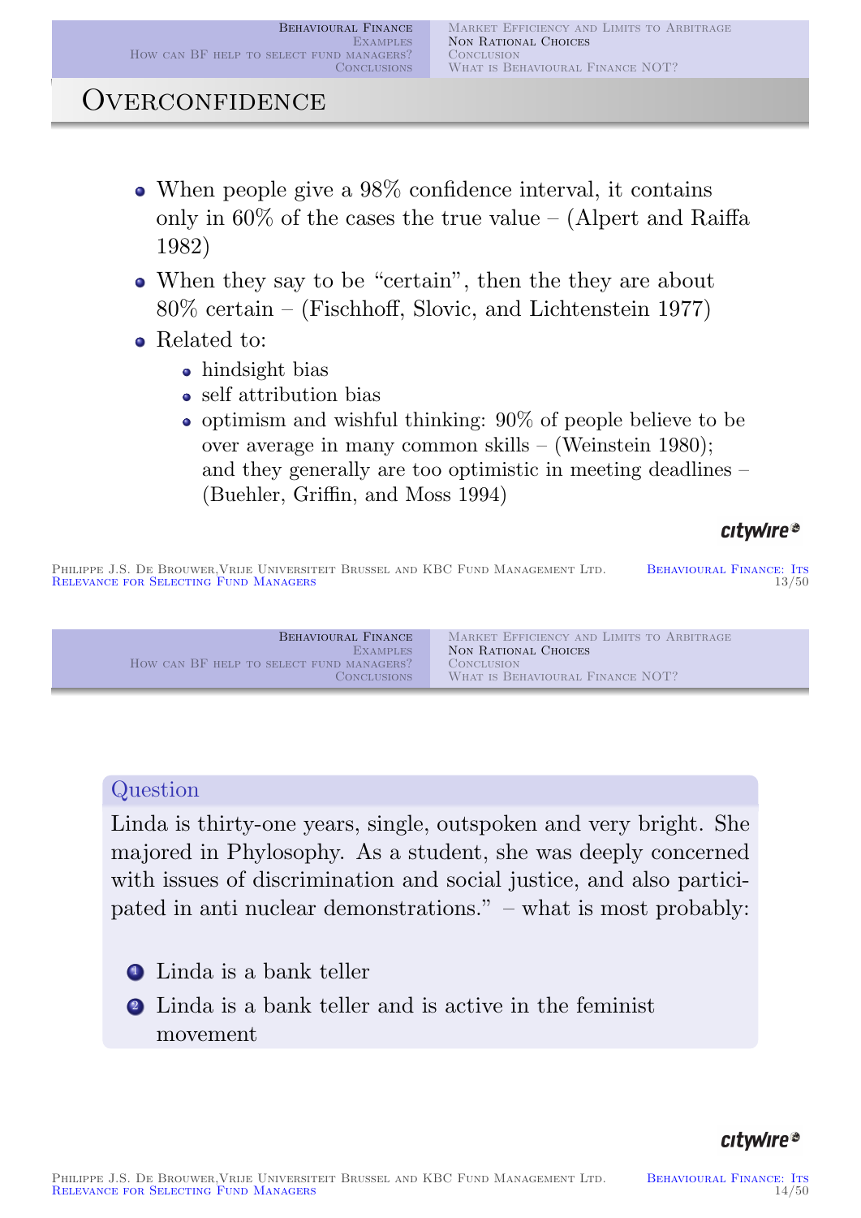## Overconfidence

- When people give a 98% confidence interval, it contains only in 60% of the cases the true value – (Alpert and Raiffa 1982)
- When they say to be "certain", then the they are about 80% certain – (Fischhoff, Slovic, and Lichtenstein 1977)
- Related to:
  - hindsight bias
  - self attribution bias
  - optimism and wishful thinking: 90% of people believe to be over average in many common skills – (Weinstein 1980); and they generally are too optimistic in meeting deadlines – (Buehler, Griffin, and Moss 1994)

---

**Question**

Linda is thirty-one years, single, outspoken and very bright. She majored in Phylosophy. As a student, she was deeply concerned with issues of discrimination and social justice, and also participated in anti nuclear demonstrations." – what is most probably:

1. Linda is a bank teller
2. Linda is a bank teller and is active in the feminist movement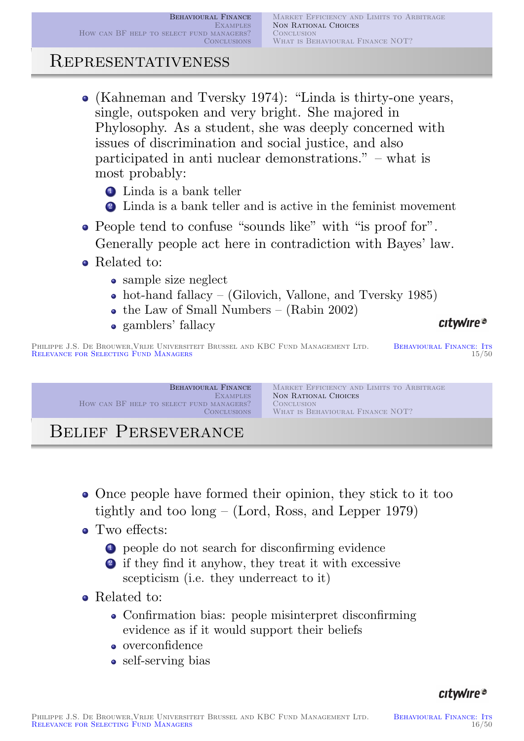## Representativeness

- (Kahneman and Tversky 1974): "Linda is thirty-one years, single, outspoken and very bright. She majored in Phylosophy. As a student, she was deeply concerned with issues of discrimination and social justice, and also participated in anti nuclear demonstrations." – what is most probably:
  1. Linda is a bank teller
  2. Linda is a bank teller and is active in the feminist movement
- People tend to confuse "sounds like" with "is proof for". Generally people act here in contradiction with Bayes' law.
- Related to:
  - sample size neglect
  - hot-hand fallacy – (Gilovich, Vallone, and Tversky 1985)
  - the Law of Small Numbers – (Rabin 2002)
  - gamblers' fallacy

## Belief Perseverance

- Once people have formed their opinion, they stick to it too tightly and too long – (Lord, Ross, and Lepper 1979)
- Two effects:
  1. people do not search for disconfirming evidence
  2. if they find it anyhow, they treat it with excessive scepticism (i.e. they underreact to it)
- Related to:
  - Confirmation bias: people misinterpret disconfirming evidence as if it would support their beliefs
  - overconfidence
  - self-serving bias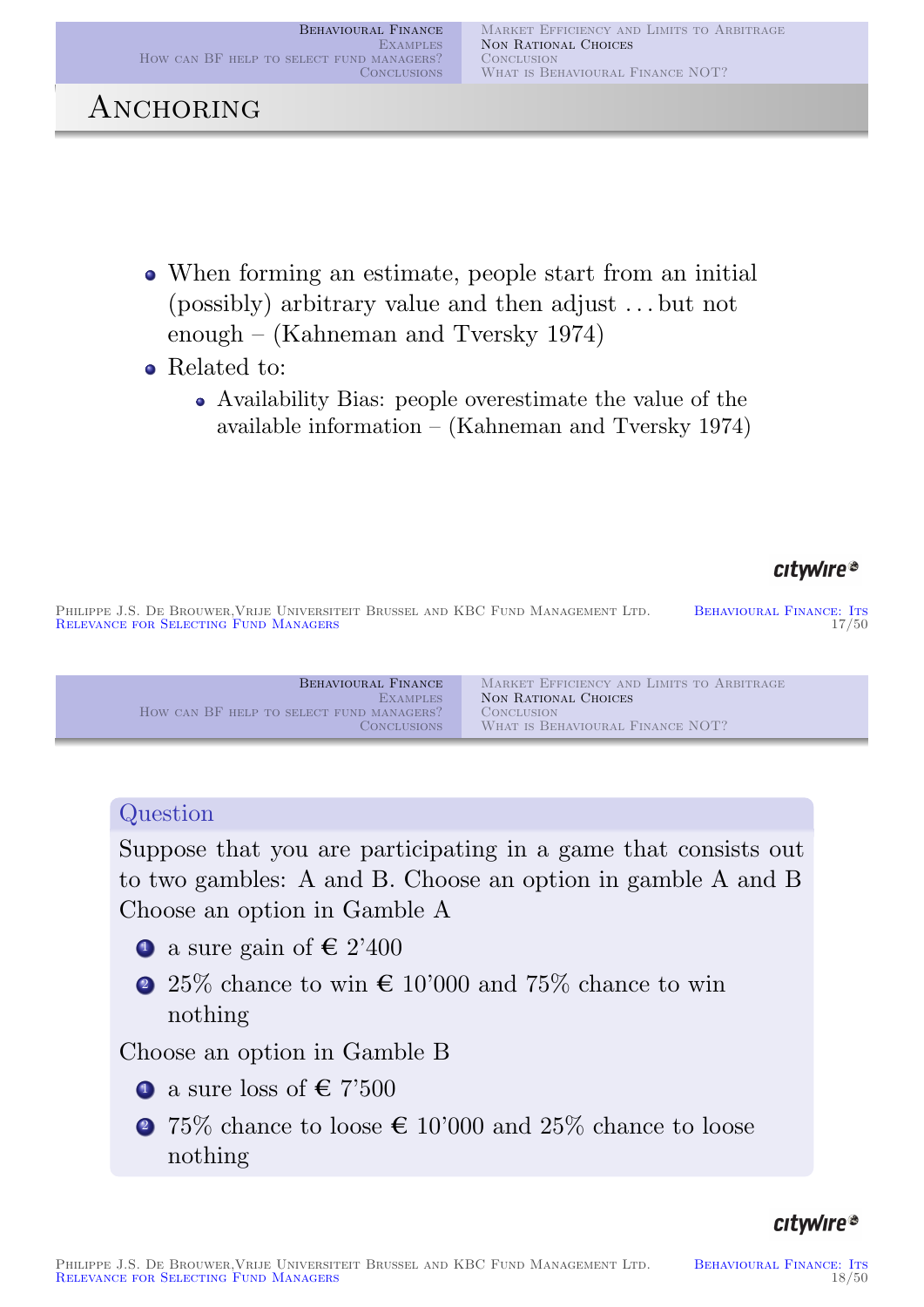# Anchoring

- When forming an estimate, people start from an initial (possibly) arbitrary value and then adjust ... but not enough – (Kahneman and Tversky 1974)
- Related to:
  - Availability Bias: people overestimate the value of the available information – (Kahneman and Tversky 1974)

---

**Question**

Suppose that you are participating in a game that consists out to two gambles: A and B. Choose an option in gamble A and B

Choose an option in Gamble A

1. a sure gain of € 2'400
2. 25% chance to win € 10'000 and 75% chance to win nothing

Choose an option in Gamble B

1. a sure loss of € 7'500
2. 75% chance to loose € 10'000 and 25% chance to loose nothing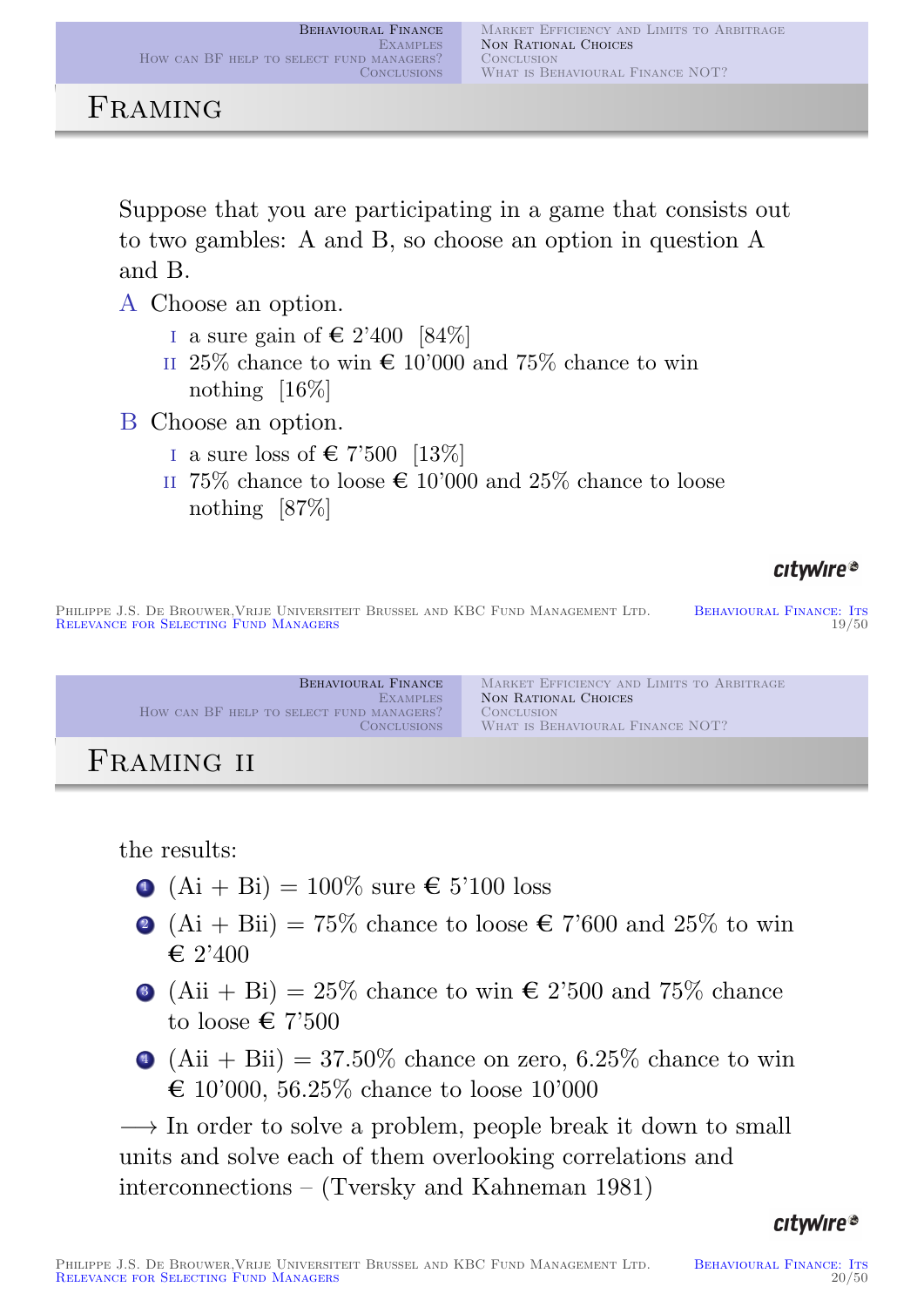## Framing

Suppose that you are participating in a game that consists out to two gambles: A and B, so choose an option in question A and B.

A Choose an option.

- I a sure gain of € 2'400 [84%]
- II 25% chance to win € 10'000 and 75% chance to win nothing [16%]

B Choose an option.

- I a sure loss of € 7'500 [13%]
- II 75% chance to loose € 10'000 and 25% chance to loose nothing [87%]

## Framing II

the results:

1. (Ai + Bi) = 100% sure € 5'100 loss
2. (Ai + Bii) = 75% chance to loose € 7'600 and 25% to win € 2'400
3. (Aii + Bi) = 25% chance to win € 2'500 and 75% chance to loose € 7'500
4. (Aii + Bii) = 37.50% chance on zero, 6.25% chance to win € 10'000, 56.25% chance to loose 10'000

⟶ In order to solve a problem, people break it down to small units and solve each of them overlooking correlations and interconnections – (Tversky and Kahneman 1981)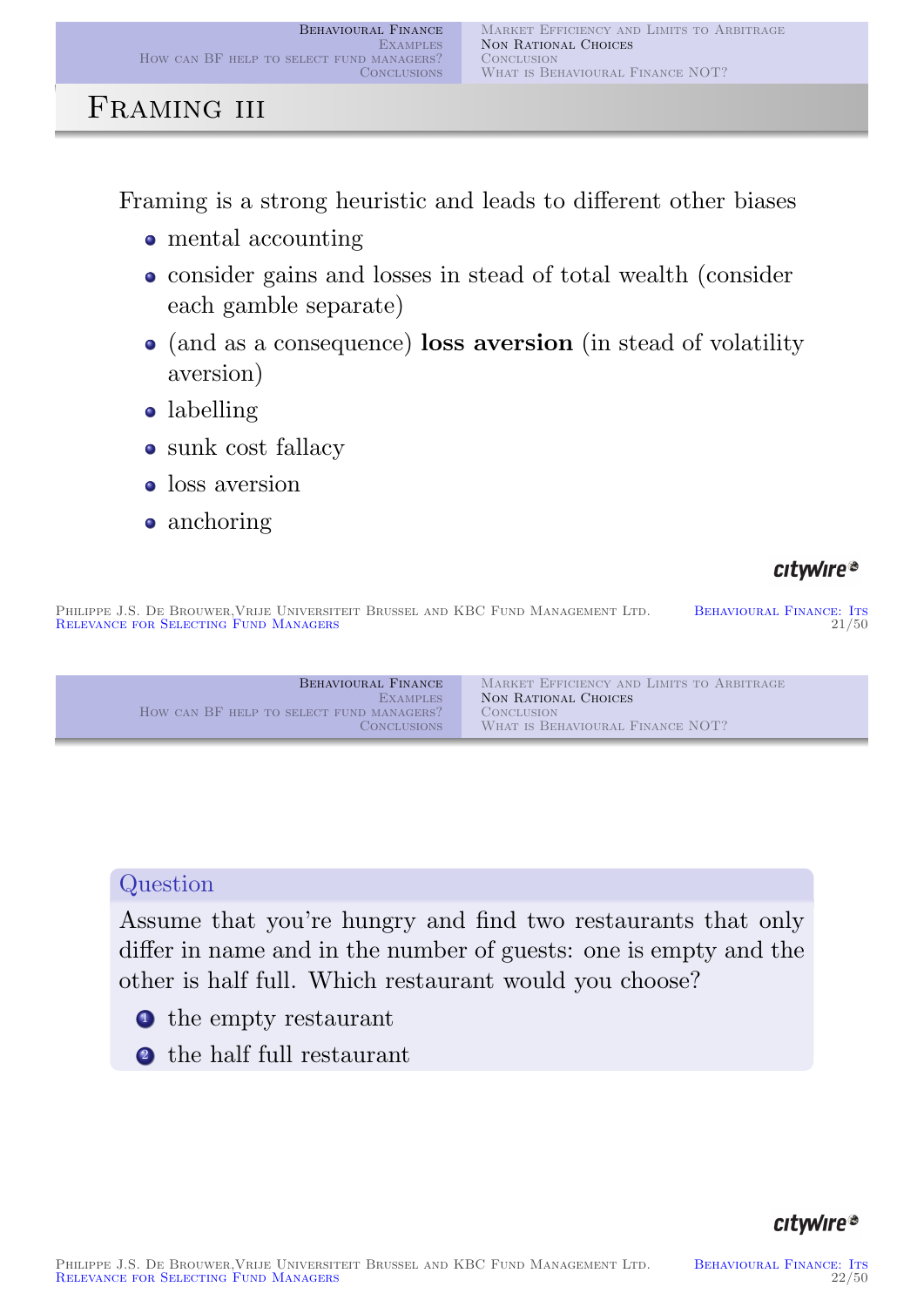# Framing III

Framing is a strong heuristic and leads to different other biases

- mental accounting
- consider gains and losses in stead of total wealth (consider each gamble separate)
- (and as a consequence) **loss aversion** (in stead of volatility aversion)
- labelling
- sunk cost fallacy
- loss aversion
- anchoring

---

**Question**

Assume that you're hungry and find two restaurants that only differ in name and in the number of guests: one is empty and the other is half full. Which restaurant would you choose?

1. the empty restaurant
2. the half full restaurant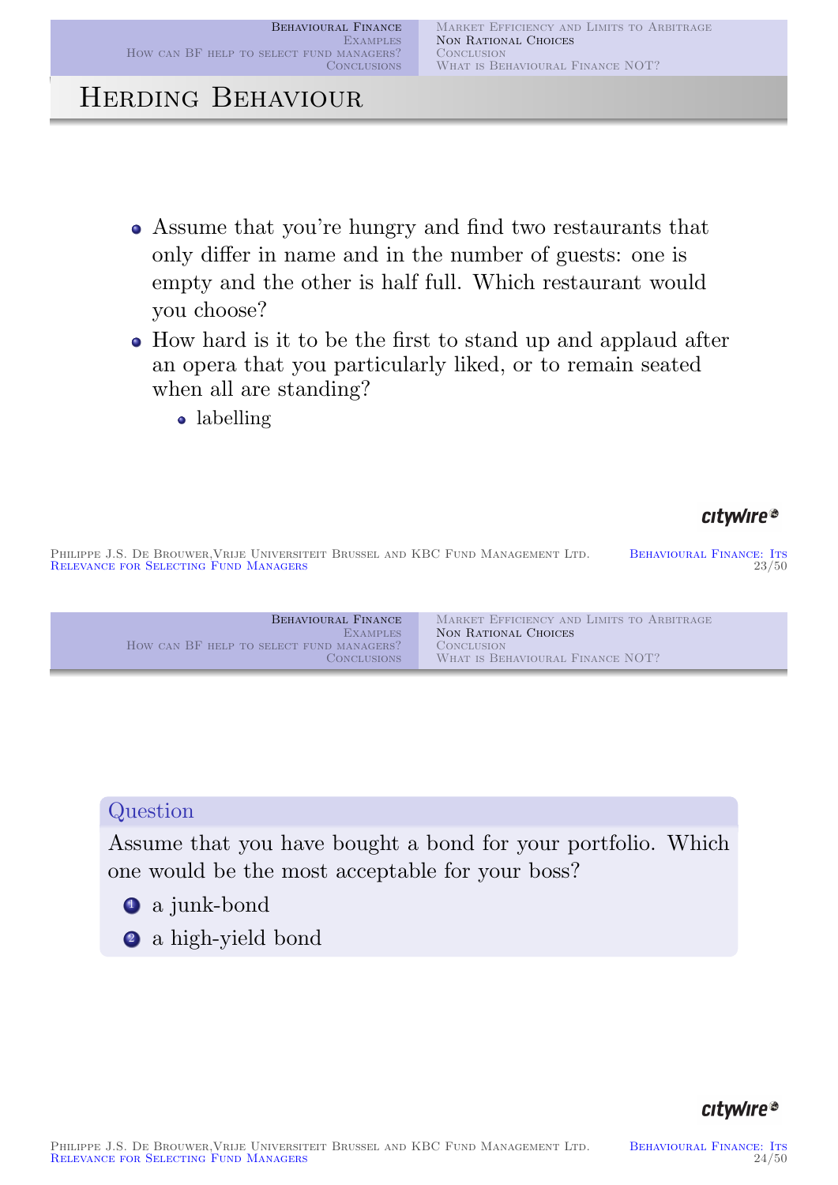# Herding Behaviour

- Assume that you're hungry and find two restaurants that only differ in name and in the number of guests: one is empty and the other is half full. Which restaurant would you choose?
- How hard is it to be the first to stand up and applaud after an opera that you particularly liked, or to remain seated when all are standing?
    - labelling

**Question**

Assume that you have bought a bond for your portfolio. Which one would be the most acceptable for your boss?

1. a junk-bond
2. a high-yield bond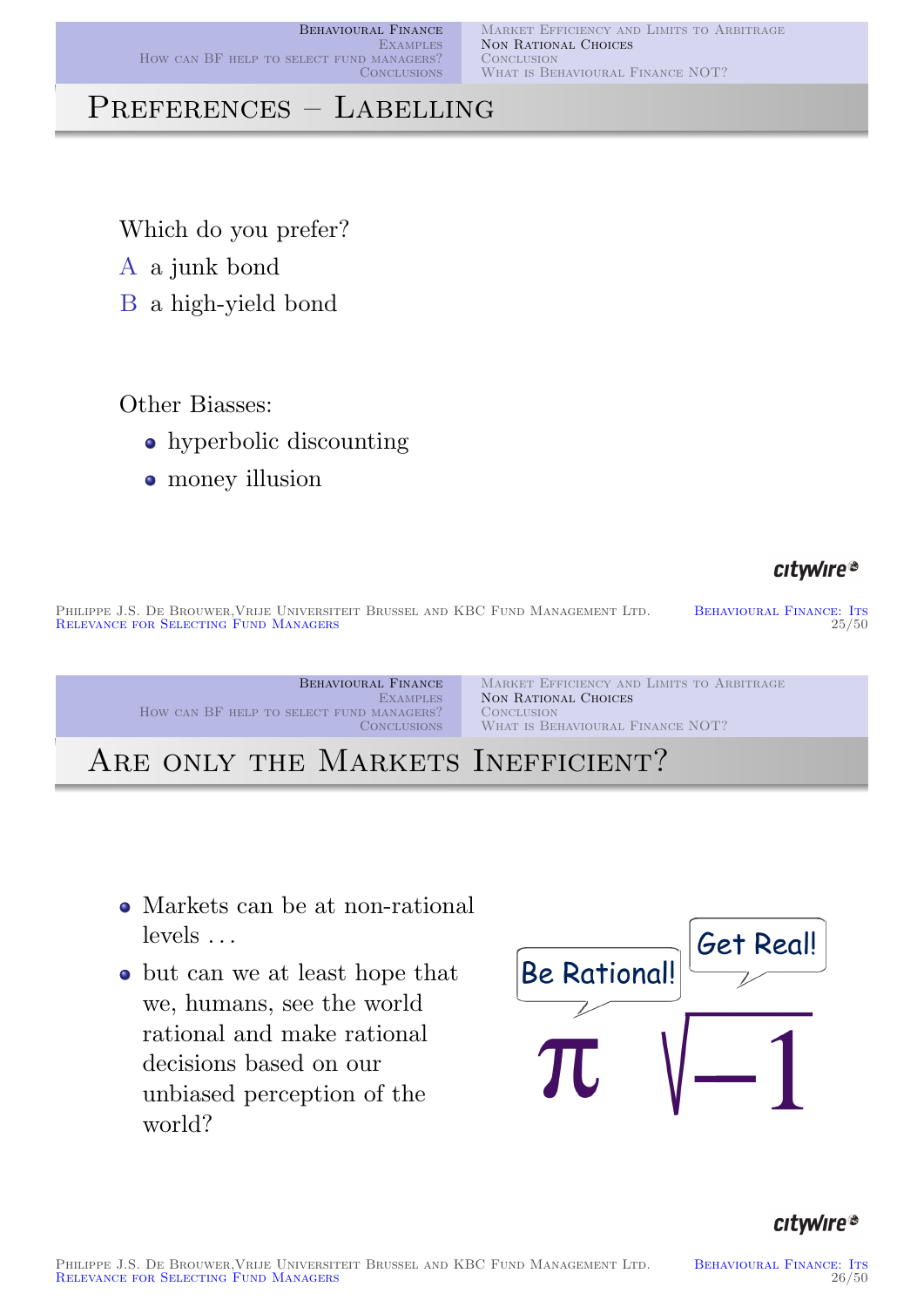## Preferences – Labelling

Which do you prefer?

A a junk bond

B a high-yield bond

Other Biasses:

- hyperbolic discounting
- money illusion

## Are only the Markets Inefficient?

- Markets can be at non-rational levels ...
- but can we at least hope that we, humans, see the world rational and make rational decisions based on our unbiased perception of the world?

Be Rational! Get Real!

$\pi \quad \sqrt{-1}$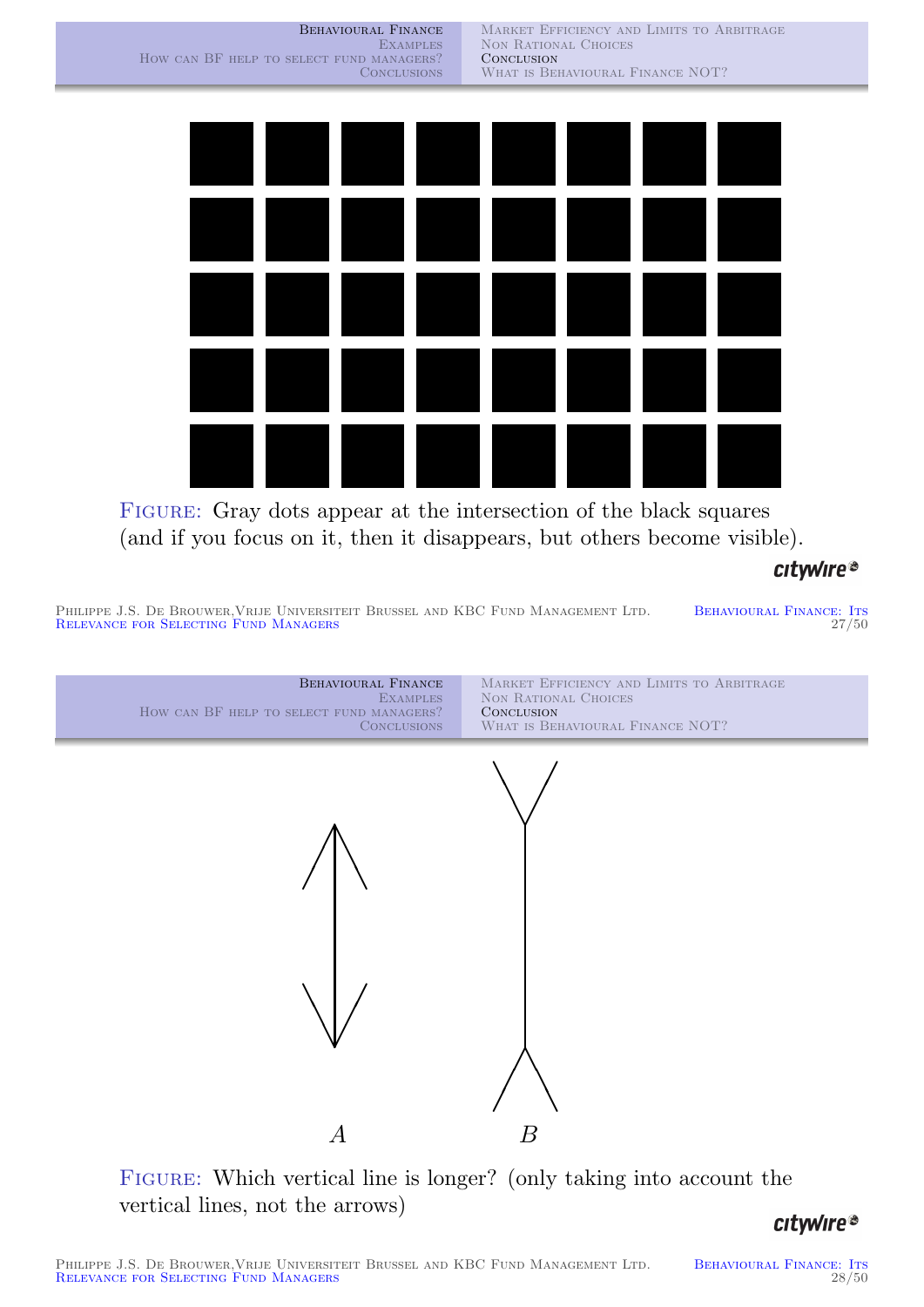FIGURE: Gray dots appear at the intersection of the black squares (and if you focus on it, then it disappears, but others become visible).

A

B

FIGURE: Which vertical line is longer? (only taking into account the vertical lines, not the arrows)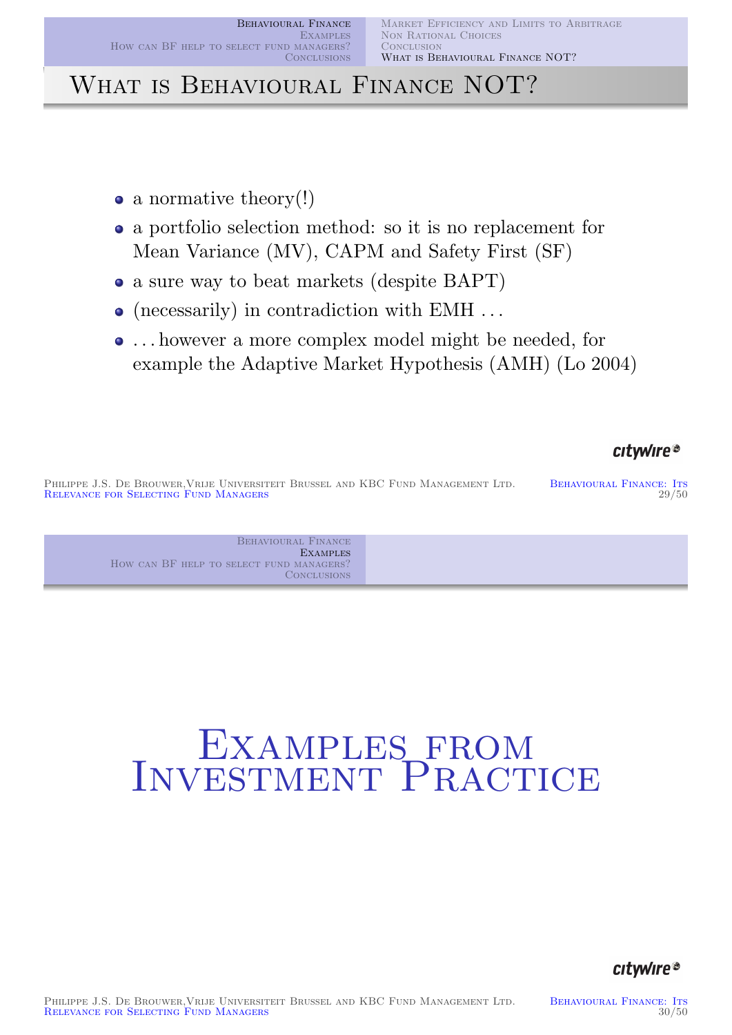## What is Behavioural Finance NOT?

- a normative theory(!)
- a portfolio selection method: so it is no replacement for Mean Variance (MV), CAPM and Safety First (SF)
- a sure way to beat markets (despite BAPT)
- (necessarily) in contradiction with EMH ...
- ... however a more complex model might be needed, for example the Adaptive Market Hypothesis (AMH) (Lo 2004)

# Examples from Investment Practice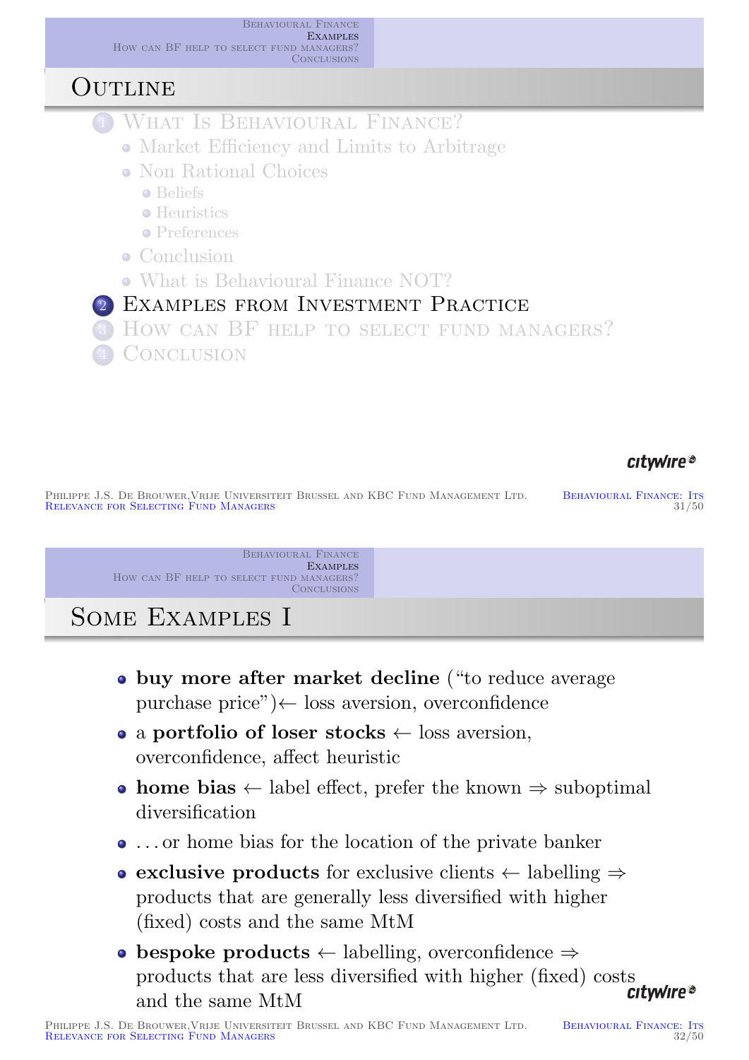## Outline

1. What Is Behavioural Finance?
   - Market Efficiency and Limits to Arbitrage
   - Non Rational Choices
     - Beliefs
     - Heuristics
     - Preferences
   - Conclusion
   - What is Behavioural Finance NOT?
2. **Examples from Investment Practice**
3. How can BF help to select fund managers?
4. Conclusion

## Some Examples I

- **buy more after market decline** ("to reduce average purchase price")← loss aversion, overconfidence
- a **portfolio of loser stocks** ← loss aversion, overconfidence, affect heuristic
- **home bias** ← label effect, prefer the known ⇒ suboptimal diversification
- …or home bias for the location of the private banker
- **exclusive products** for exclusive clients ← labelling ⇒ products that are generally less diversified with higher (fixed) costs and the same MtM
- **bespoke products** ← labelling, overconfidence ⇒ products that are less diversified with higher (fixed) costs and the same MtM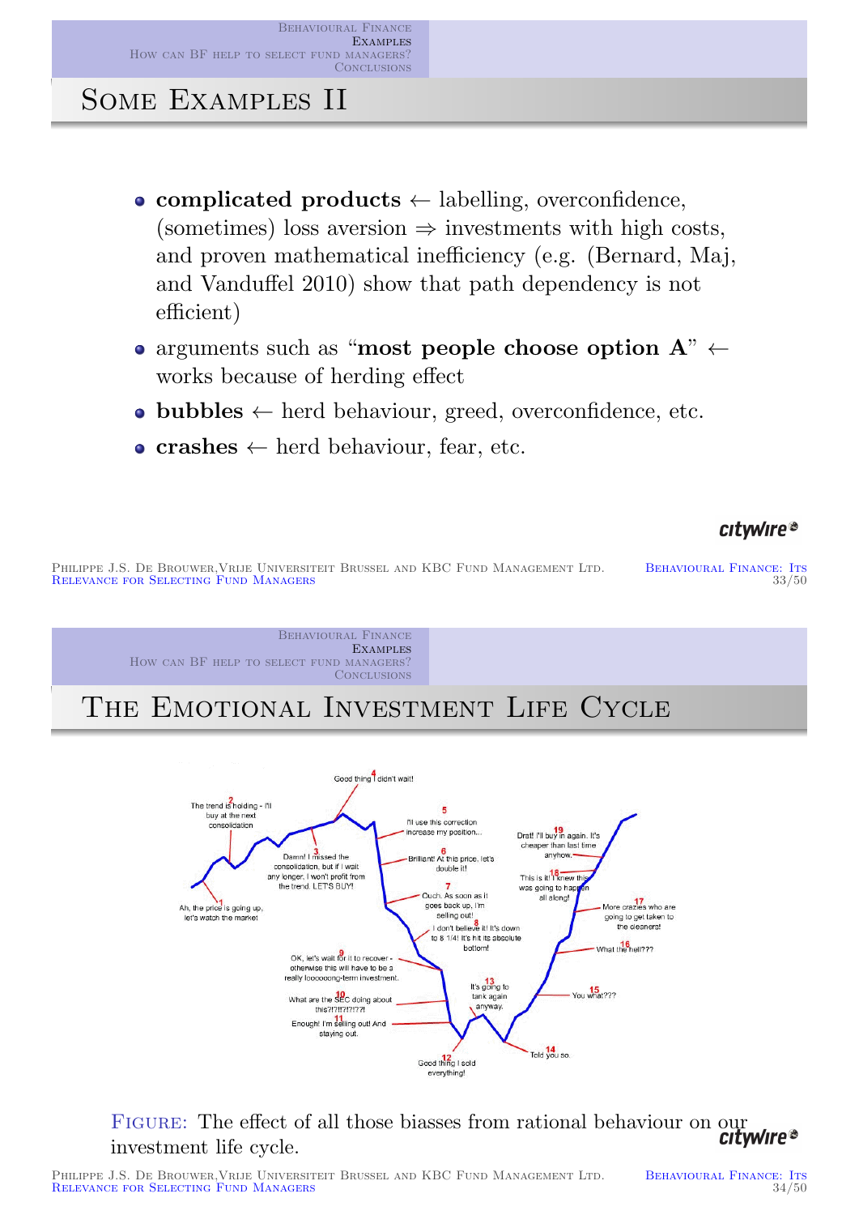## Some Examples II

- **complicated products** ← labelling, overconfidence, (sometimes) loss aversion ⇒ investments with high costs, and proven mathematical inefficiency (e.g. (Bernard, Maj, and Vanduffel 2010) show that path dependency is not efficient)
- arguments such as "**most people choose option A**" ← works because of herding effect
- **bubbles** ← herd behaviour, greed, overconfidence, etc.
- **crashes** ← herd behaviour, fear, etc.

## The Emotional Investment Life Cycle

Figure: The effect of all those biasses from rational behaviour on our investment life cycle.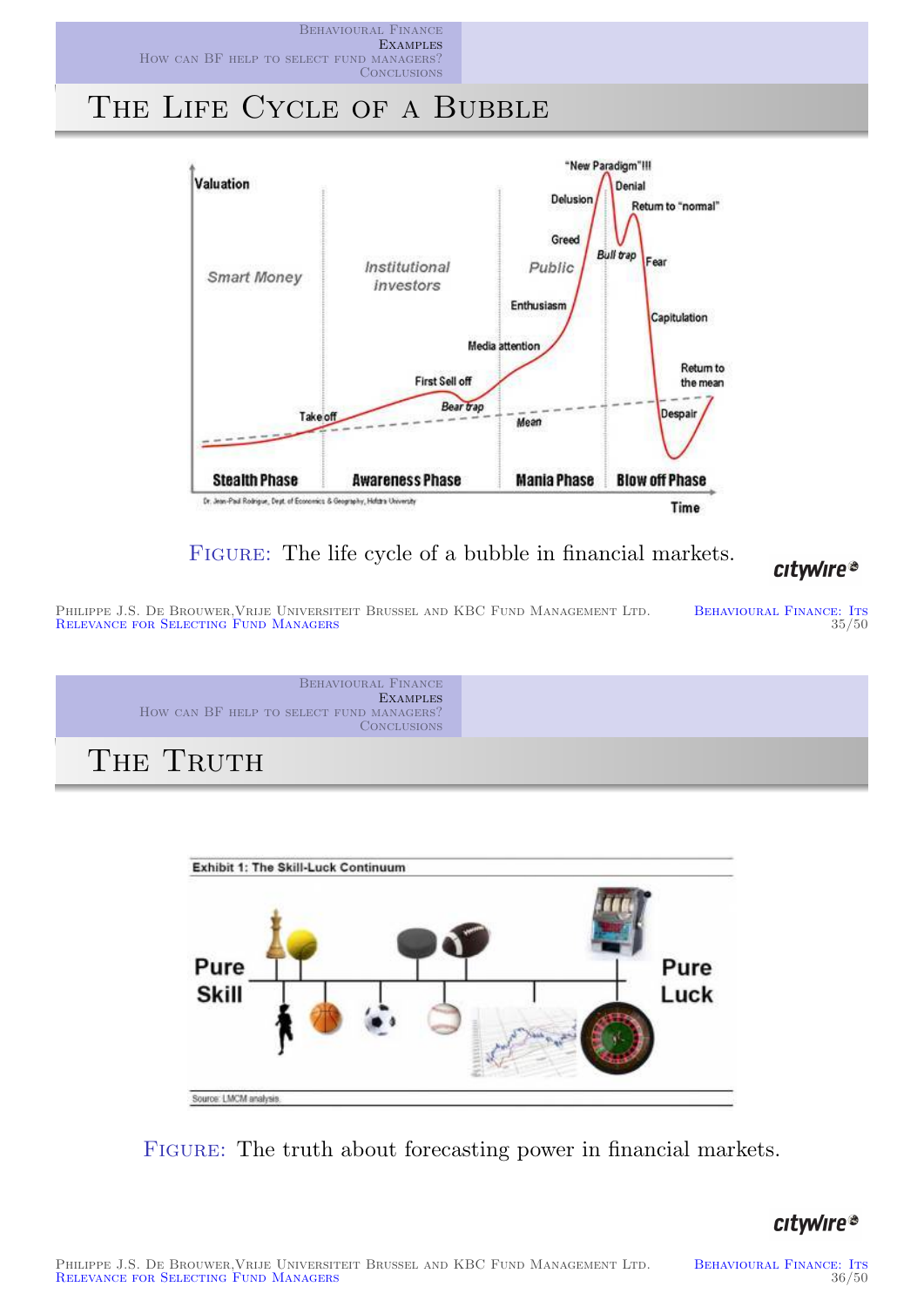# The Life Cycle of a Bubble

FIGURE: The life cycle of a bubble in financial markets.

# The Truth

FIGURE: The truth about forecasting power in financial markets.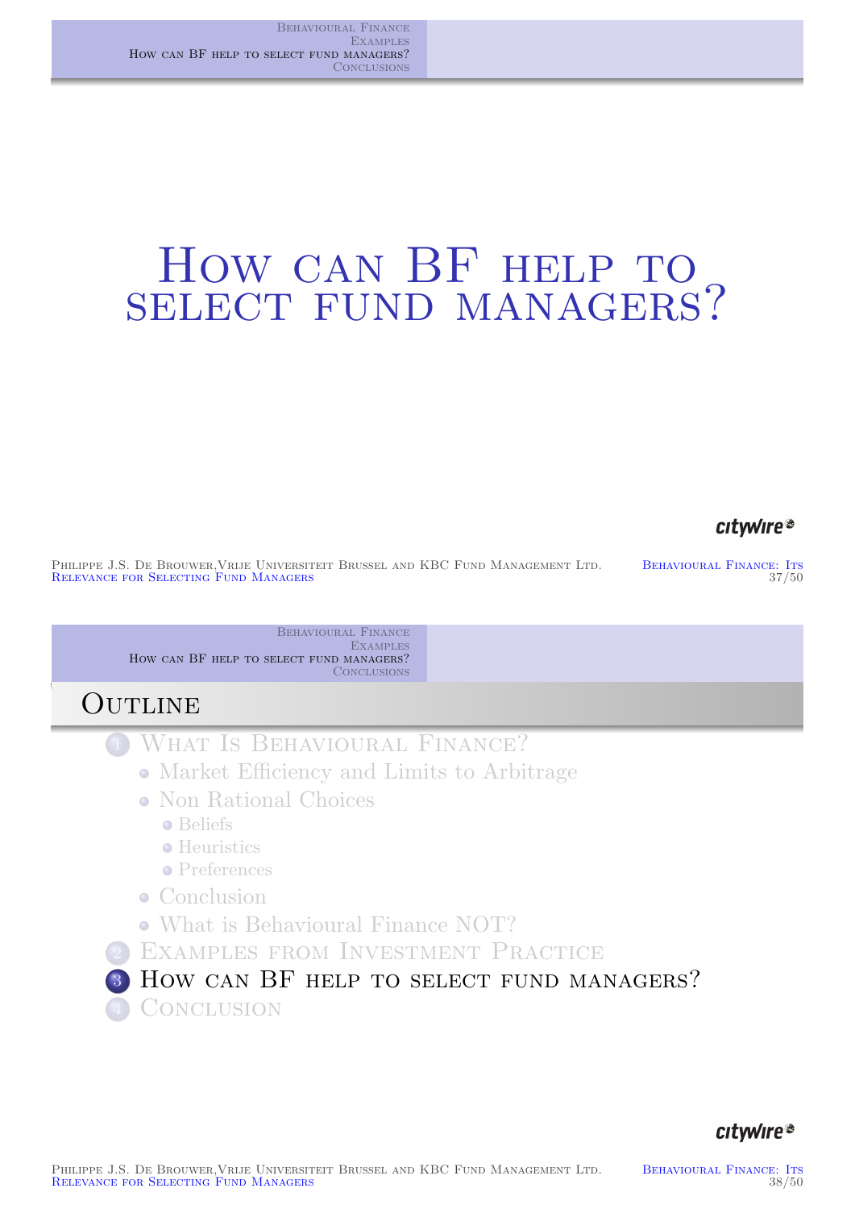# How can BF help to select fund managers?

## Outline

1. What Is Behavioural Finance?
   - Market Efficiency and Limits to Arbitrage
   - Non Rational Choices
     - Beliefs
     - Heuristics
     - Preferences
   - Conclusion
   - What is Behavioural Finance NOT?
2. Examples from Investment Practice
3. **How can BF help to select fund managers?**
4. Conclusion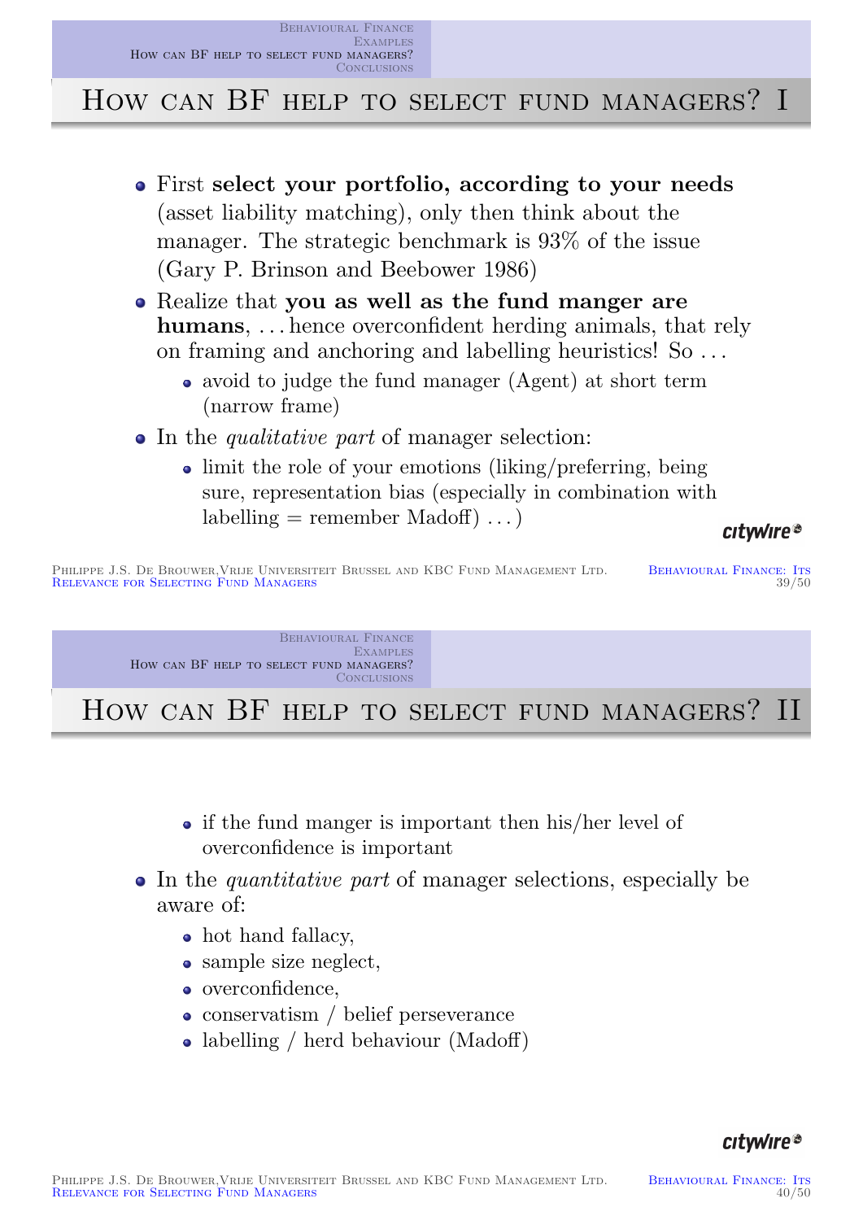# How can BF help to select fund managers? I

- First **select your portfolio, according to your needs** (asset liability matching), only then think about the manager. The strategic benchmark is 93% of the issue (Gary P. Brinson and Beebower 1986)
- Realize that **you as well as the fund manger are humans**, …hence overconfident herding animals, that rely on framing and anchoring and labelling heuristics! So …
  - avoid to judge the fund manager (Agent) at short term (narrow frame)
- In the *qualitative part* of manager selection:
  - limit the role of your emotions (liking/preferring, being sure, representation bias (especially in combination with labelling = remember Madoff) …)

# How can BF help to select fund managers? II

  - if the fund manger is important then his/her level of overconfidence is important
- In the *quantitative part* of manager selections, especially be aware of:
  - hot hand fallacy,
  - sample size neglect,
  - overconfidence,
  - conservatism / belief perseverance
  - labelling / herd behaviour (Madoff)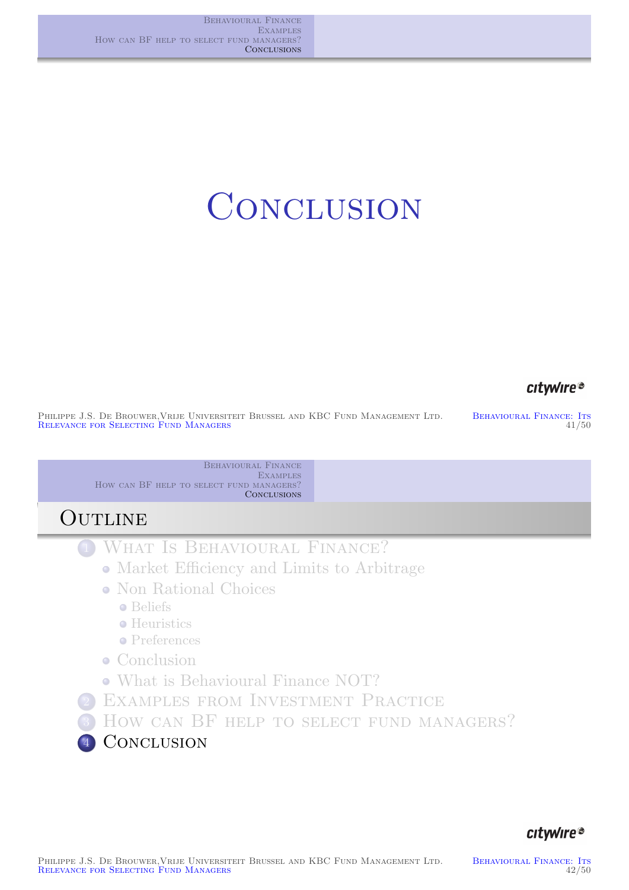# Conclusion

## Outline

1. What Is Behavioural Finance?
   - Market Efficiency and Limits to Arbitrage
   - Non Rational Choices
     - Beliefs
     - Heuristics
     - Preferences
   - Conclusion
   - What is Behavioural Finance NOT?
2. Examples from Investment Practice
3. How can BF help to select fund managers?
4. Conclusion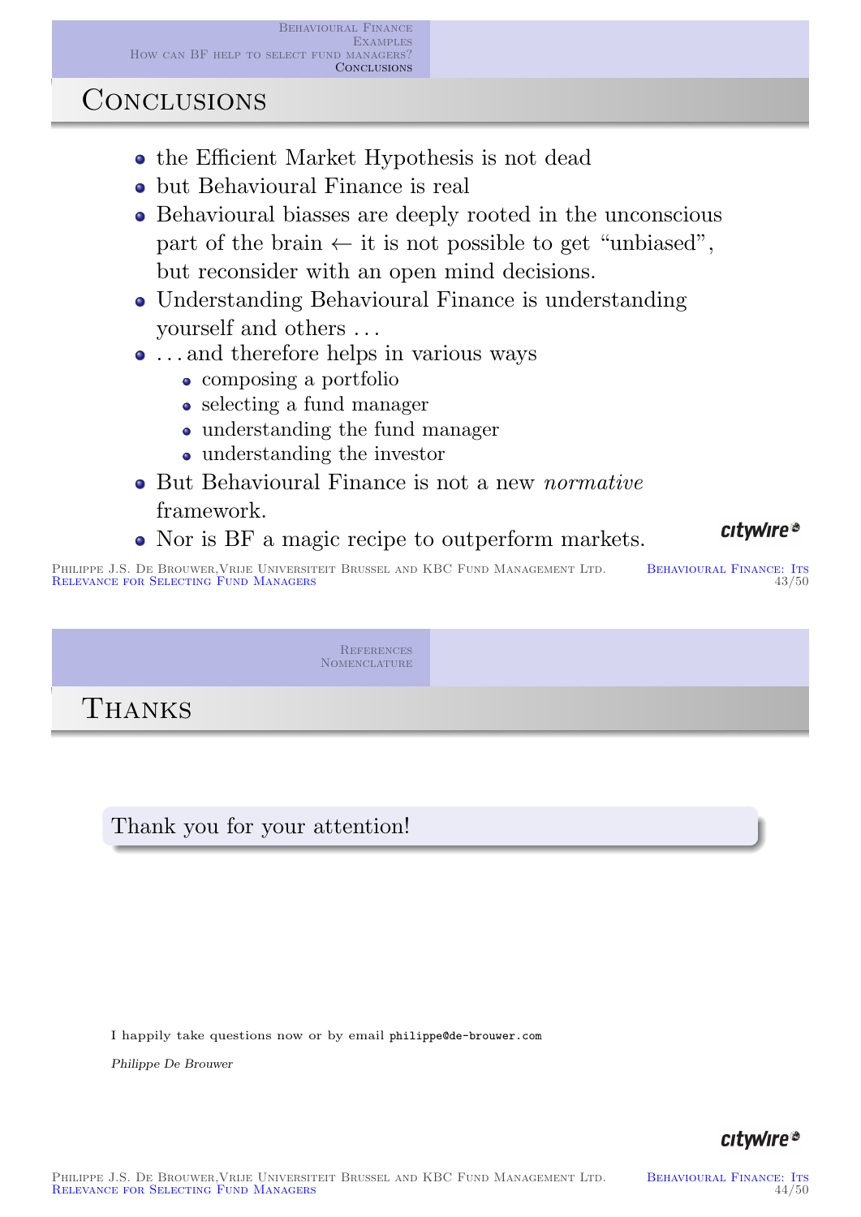## Conclusions

- the Efficient Market Hypothesis is not dead
- but Behavioural Finance is real
- Behavioural biasses are deeply rooted in the unconscious part of the brain $\leftarrow$ it is not possible to get "unbiased", but reconsider with an open mind decisions.
- Understanding Behavioural Finance is understanding yourself and others ...
- ... and therefore helps in various ways
  - composing a portfolio
  - selecting a fund manager
  - understanding the fund manager
  - understanding the investor
- But Behavioural Finance is not a new *normative* framework.
- Nor is BF a magic recipe to outperform markets.

## Thanks

Thank you for your attention!

I happily take questions now or by email philippe@de-brouwer.com

*Philippe De Brouwer*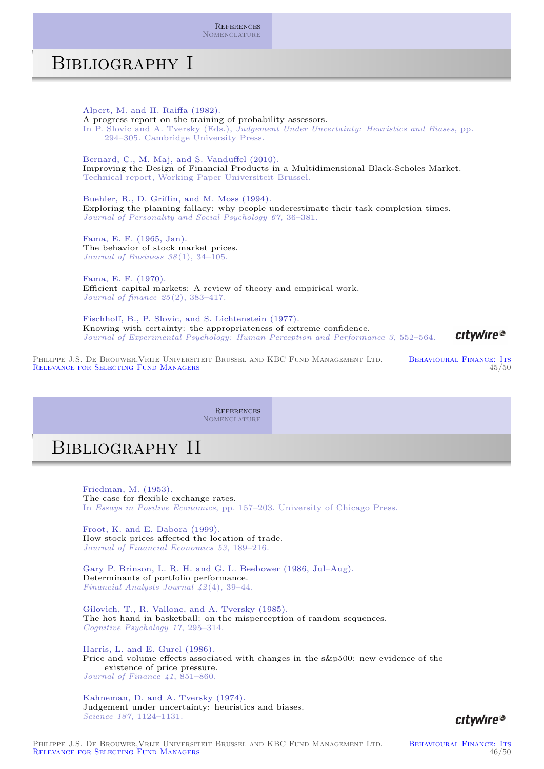# Bibliography I

Alpert, M. and H. Raiffa (1982).
A progress report on the training of probability assessors.
In P. Slovic and A. Tversky (Eds.), *Judgement Under Uncertainty: Heuristics and Biases*, pp. 294–305. Cambridge University Press.

Bernard, C., M. Maj, and S. Vanduffel (2010).
Improving the Design of Financial Products in a Multidimensional Black-Scholes Market.
Technical report, Working Paper Universiteit Brussel.

Buehler, R., D. Griffin, and M. Moss (1994).
Exploring the planning fallacy: why people underestimate their task completion times.
*Journal of Personality and Social Psychology 67*, 36–381.

Fama, E. F. (1965, Jan).
The behavior of stock market prices.
*Journal of Business 38*(1), 34–105.

Fama, E. F. (1970).
Efficient capital markets: A review of theory and empirical work.
*Journal of finance 25*(2), 383–417.

Fischhoff, B., P. Slovic, and S. Lichtenstein (1977).
Knowing with certainty: the appropriateness of extreme confidence.
*Journal of Experimental Psychology: Human Perception and Performance 3*, 552–564.

# Bibliography II

Friedman, M. (1953).
The case for flexible exchange rates.
In *Essays in Positive Economics*, pp. 157–203. University of Chicago Press.

Froot, K. and E. Dabora (1999).
How stock prices affected the location of trade.
*Journal of Financial Economics 53*, 189–216.

Gary P. Brinson, L. R. H. and G. L. Beebower (1986, Jul–Aug).
Determinants of portfolio performance.
*Financial Analysts Journal 42*(4), 39–44.

Gilovich, T., R. Vallone, and A. Tversky (1985).
The hot hand in basketball: on the misperception of random sequences.
*Cognitive Psychology 17*, 295–314.

Harris, L. and E. Gurel (1986).
Price and volume effects associated with changes in the s&p500: new evidence of the existence of price pressure.
*Journal of Finance 41*, 851–860.

Kahneman, D. and A. Tversky (1974).
Judgement under uncertainty: heuristics and biases.
*Science 187*, 1124–1131.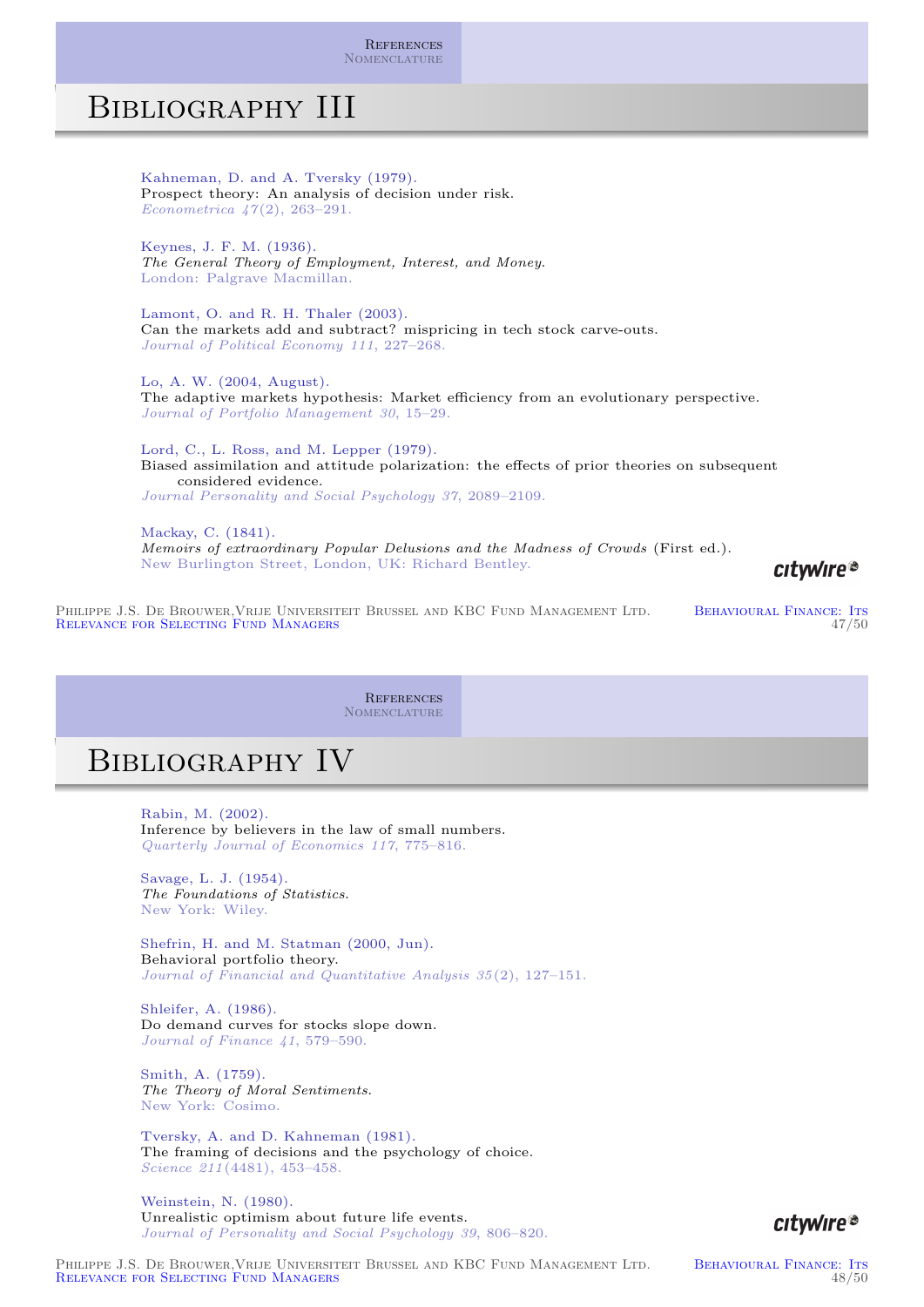# Bibliography III

Kahneman, D. and A. Tversky (1979).
Prospect theory: An analysis of decision under risk.
*Econometrica 47*(2), 263–291.

Keynes, J. F. M. (1936).
*The General Theory of Employment, Interest, and Money.*
London: Palgrave Macmillan.

Lamont, O. and R. H. Thaler (2003).
Can the markets add and subtract? mispricing in tech stock carve-outs.
*Journal of Political Economy 111*, 227–268.

Lo, A. W. (2004, August).
The adaptive markets hypothesis: Market efficiency from an evolutionary perspective.
*Journal of Portfolio Management 30*, 15–29.

Lord, C., L. Ross, and M. Lepper (1979).
Biased assimilation and attitude polarization: the effects of prior theories on subsequent considered evidence.
*Journal Personality and Social Psychology 37*, 2089–2109.

Mackay, C. (1841).
*Memoirs of extraordinary Popular Delusions and the Madness of Crowds* (First ed.).
New Burlington Street, London, UK: Richard Bentley.

# Bibliography IV

Rabin, M. (2002).
Inference by believers in the law of small numbers.
*Quarterly Journal of Economics 117*, 775–816.

Savage, L. J. (1954).
*The Foundations of Statistics.*
New York: Wiley.

Shefrin, H. and M. Statman (2000, Jun).
Behavioral portfolio theory.
*Journal of Financial and Quantitative Analysis 35*(2), 127–151.

Shleifer, A. (1986).
Do demand curves for stocks slope down.
*Journal of Finance 41*, 579–590.

Smith, A. (1759).
*The Theory of Moral Sentiments.*
New York: Cosimo.

Tversky, A. and D. Kahneman (1981).
The framing of decisions and the psychology of choice.
*Science 211*(4481), 453–458.

Weinstein, N. (1980).
Unrealistic optimism about future life events.
*Journal of Personality and Social Psychology 39*, 806–820.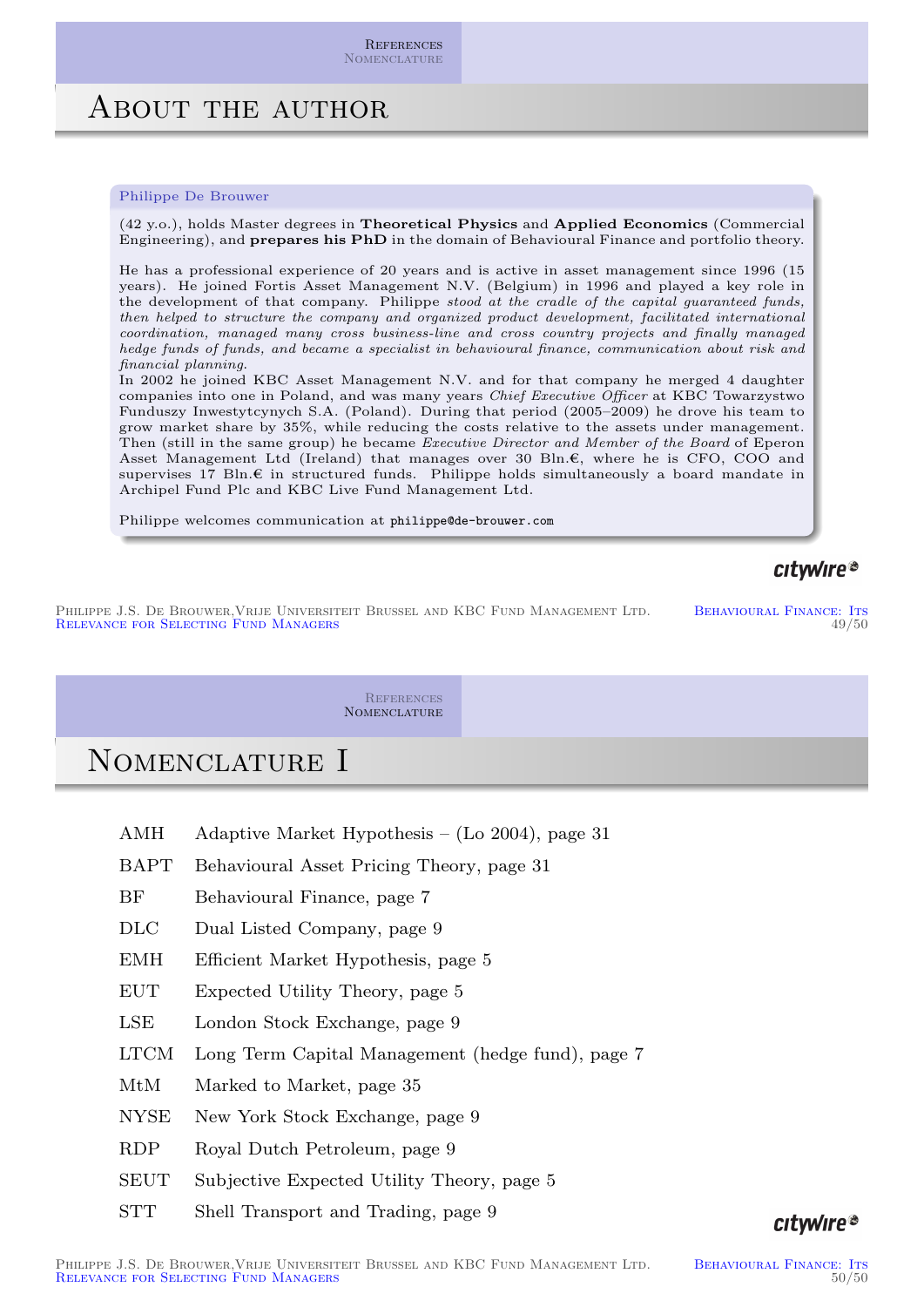# About the author

**Philippe De Brouwer**

(42 y.o.), holds Master degrees in **Theoretical Physics** and **Applied Economics** (Commercial Engineering), and **prepares his PhD** in the domain of Behavioural Finance and portfolio theory.

He has a professional experience of 20 years and is active in asset management since 1996 (15 years). He joined Fortis Asset Management N.V. (Belgium) in 1996 and played a key role in the development of that company. Philippe *stood at the cradle of the capital guaranteed funds, then helped to structure the company and organized product development, facilitated international coordination, managed many cross business-line and cross country projects and finally managed hedge funds of funds, and became a specialist in behavioural finance, communication about risk and financial planning.*

In 2002 he joined KBC Asset Management N.V. and for that company he merged 4 daughter companies into one in Poland, and was many years *Chief Executive Officer* at KBC Towarzystwo Funduszy Inwestytcynych S.A. (Poland). During that period (2005–2009) he drove his team to grow market share by 35%, while reducing the costs relative to the assets under management. Then (still in the same group) he became *Executive Director and Member of the Board* of Eperon Asset Management Ltd (Ireland) that manages over 30 Bln.€, where he is CFO, COO and supervises 17 Bln.€ in structured funds. Philippe holds simultaneously a board mandate in Archipel Fund Plc and KBC Live Fund Management Ltd.

Philippe welcomes communication at `philippe@de-brouwer.com`

# Nomenclature I

| | |
|---|---|
| AMH | Adaptive Market Hypothesis – (Lo 2004), page 31 |
| BAPT | Behavioural Asset Pricing Theory, page 31 |
| BF | Behavioural Finance, page 7 |
| DLC | Dual Listed Company, page 9 |
| EMH | Efficient Market Hypothesis, page 5 |
| EUT | Expected Utility Theory, page 5 |
| LSE | London Stock Exchange, page 9 |
| LTCM | Long Term Capital Management (hedge fund), page 7 |
| MtM | Marked to Market, page 35 |
| NYSE | New York Stock Exchange, page 9 |
| RDP | Royal Dutch Petroleum, page 9 |
| SEUT | Subjective Expected Utility Theory, page 5 |
| STT | Shell Transport and Trading, page 9 |